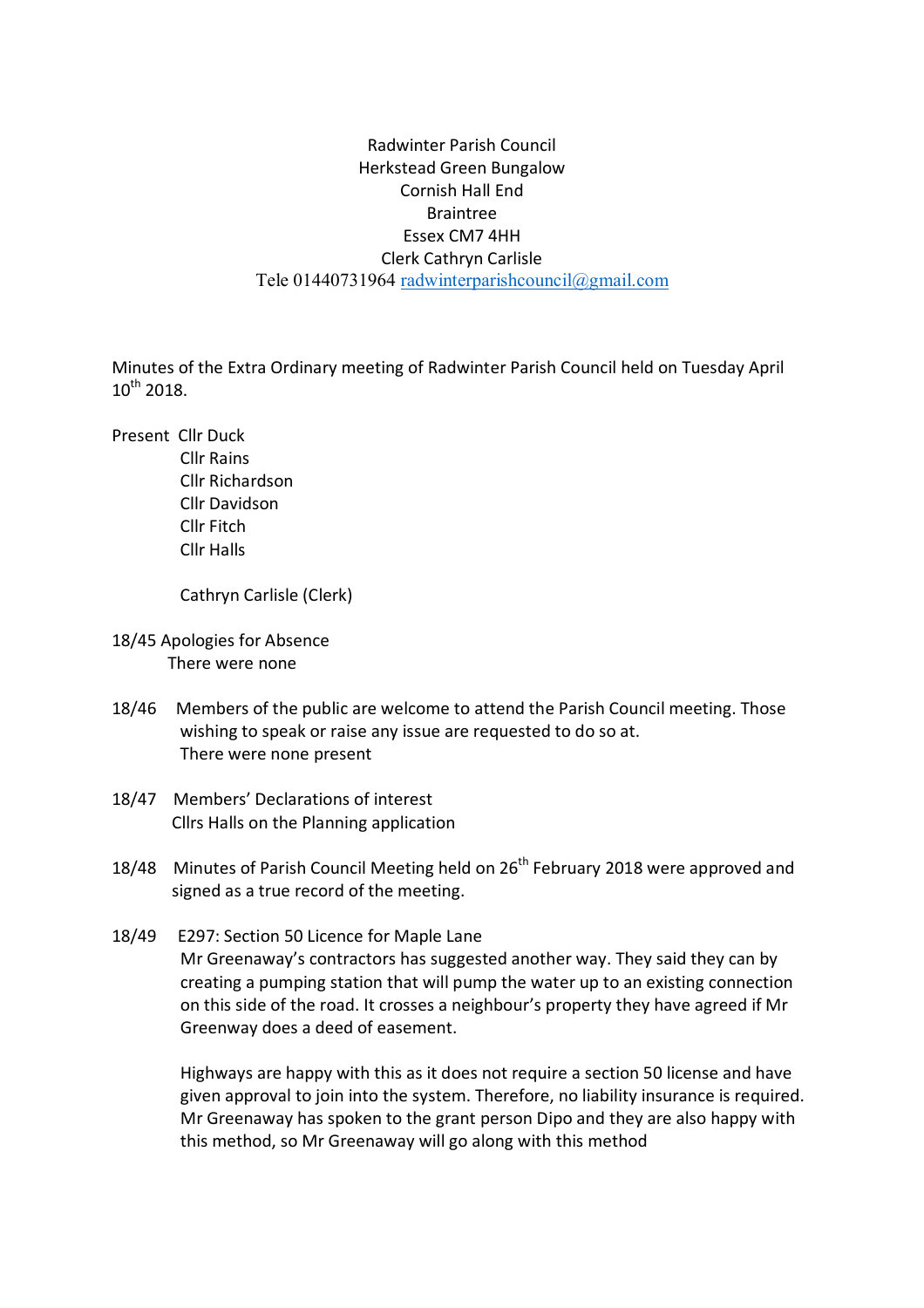Radwinter Parish Council
Herkstead Green Bungalow
Cornish Hall End
Braintree
Essex CM7 4HH
Clerk Cathryn Carlisle
Tele 01440731964 radwinterparishcouncil@gmail.com

Minutes of the Extra Ordinary meeting of Radwinter Parish Council held on Tuesday April 10th 2018.

Present Cllr Duck
Cllr Rains
Cllr Richardson
Cllr Davidson
Cllr Fitch
Cllr Halls

Cathryn Carlisle (Clerk)

18/45 Apologies for Absence
There were none

18/46 Members of the public are welcome to attend the Parish Council meeting. Those wishing to speak or raise any issue are requested to do so at.
There were none present

18/47 Members' Declarations of interest
Cllrs Halls on the Planning application

18/48 Minutes of Parish Council Meeting held on 26th February 2018 were approved and signed as a true record of the meeting.

18/49 E297: Section 50 Licence for Maple Lane
Mr Greenaway's contractors has suggested another way. They said they can by creating a pumping station that will pump the water up to an existing connection on this side of the road. It crosses a neighbour's property they have agreed if Mr Greenway does a deed of easement.

Highways are happy with this as it does not require a section 50 license and have given approval to join into the system. Therefore, no liability insurance is required. Mr Greenaway has spoken to the grant person Dipo and they are also happy with this method, so Mr Greenaway will go along with this method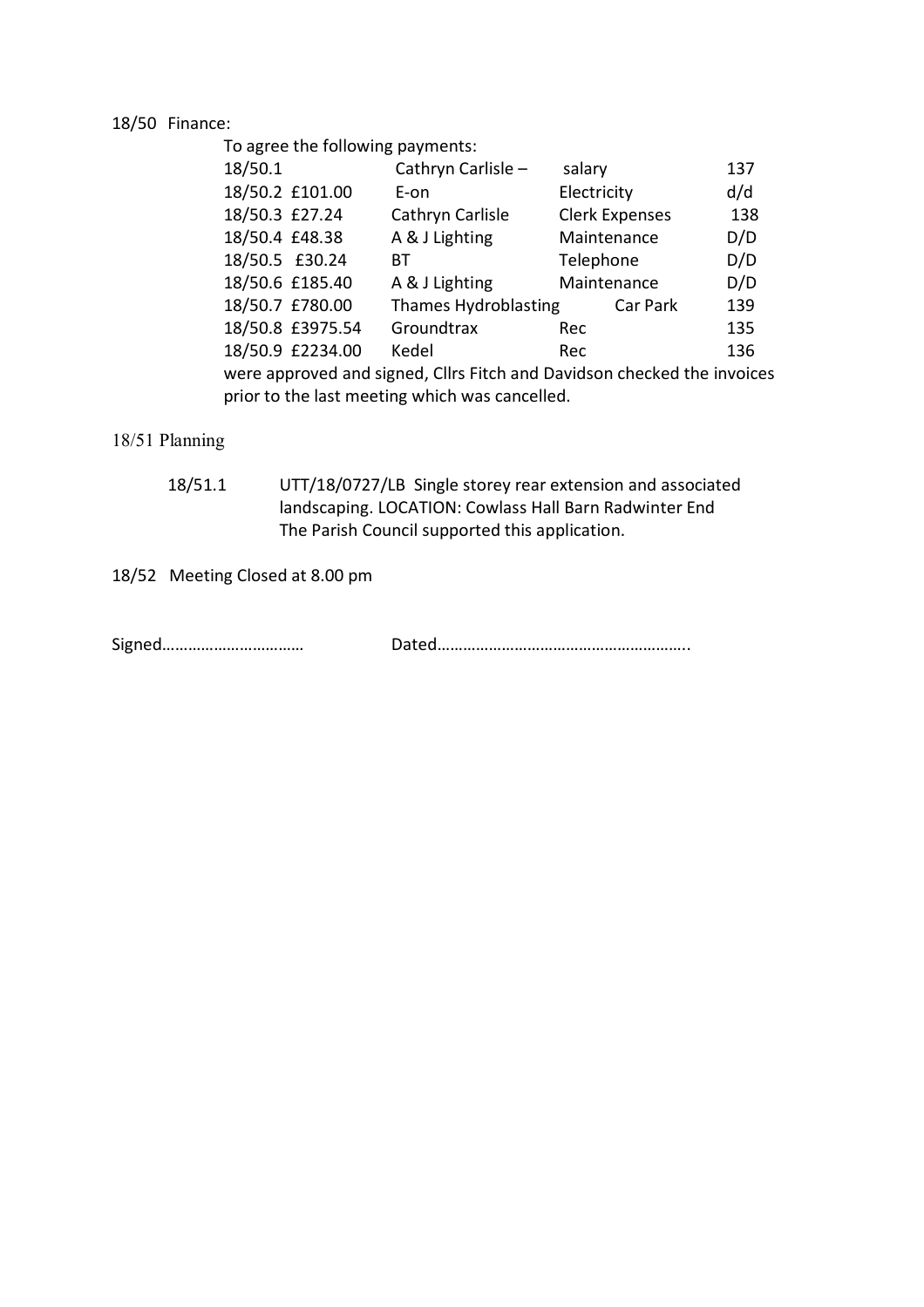18/50 Finance:

To agree the following payments:

| | | | | |
|---|---|---|---|---|
| 18/50.1 | | Cathryn Carlisle – | salary | 137 |
| 18/50.2 | £101.00 | E-on | Electricity | d/d |
| 18/50.3 | £27.24 | Cathryn Carlisle | Clerk Expenses | 138 |
| 18/50.4 | £48.38 | A & J Lighting | Maintenance | D/D |
| 18/50.5 | £30.24 | BT | Telephone | D/D |
| 18/50.6 | £185.40 | A & J Lighting | Maintenance | D/D |
| 18/50.7 | £780.00 | Thames Hydroblasting | Car Park | 139 |
| 18/50.8 | £3975.54 | Groundtrax | Rec | 135 |
| 18/50.9 | £2234.00 | Kedel | Rec | 136 |

were approved and signed, Cllrs Fitch and Davidson checked the invoices prior to the last meeting which was cancelled.

18/51 Planning

18/51.1 UTT/18/0727/LB Single storey rear extension and associated landscaping. LOCATION: Cowlass Hall Barn Radwinter End
The Parish Council supported this application.

18/52 Meeting Closed at 8.00 pm

Signed…………………………… Dated…………………………………………………..